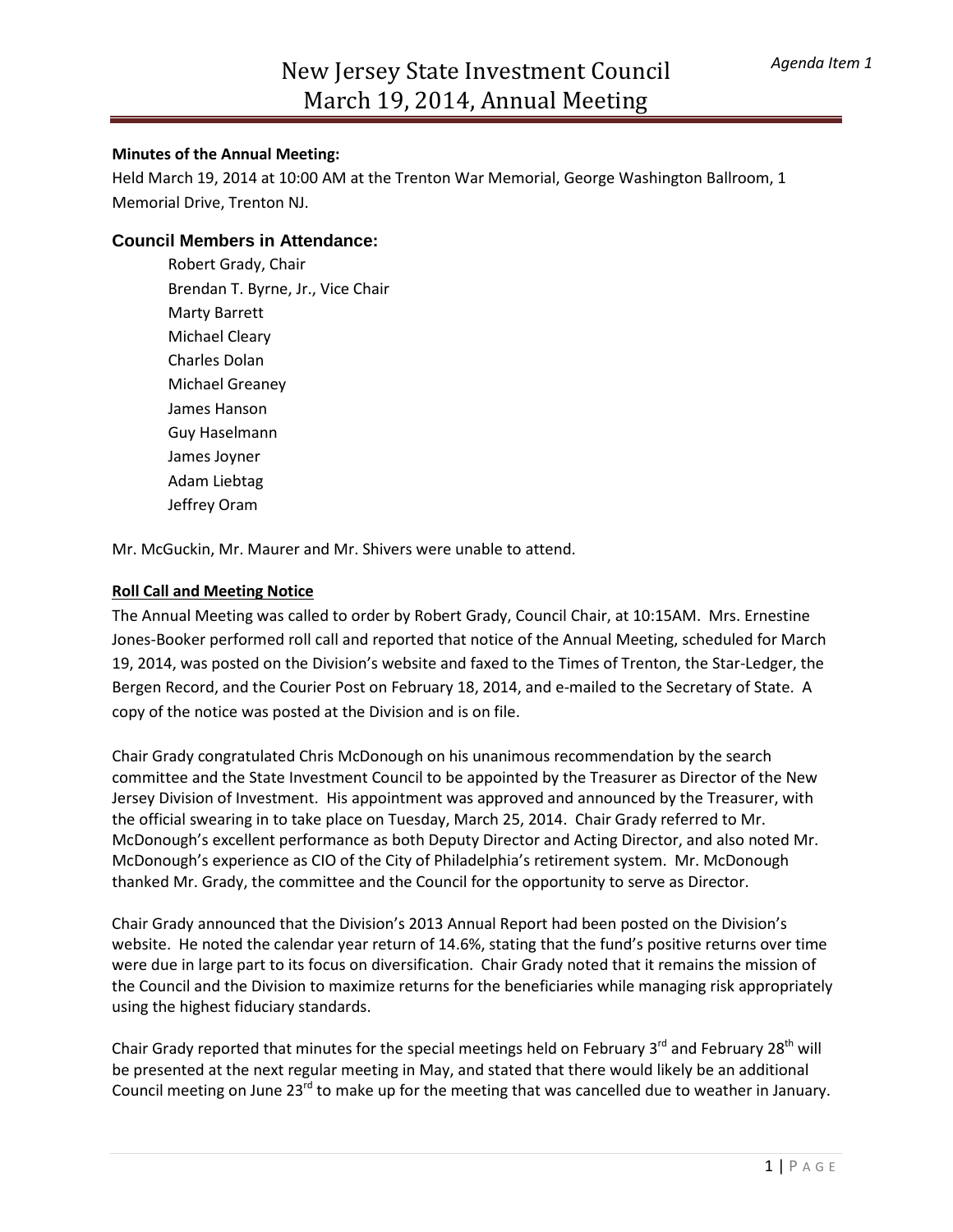*Agenda Item 1*

# New Jersey State Investment Council
# March 19, 2014, Annual Meeting

**Minutes of the Annual Meeting:**
Held March 19, 2014 at 10:00 AM at the Trenton War Memorial, George Washington Ballroom, 1 Memorial Drive, Trenton NJ.

## Council Members in Attendance:

Robert Grady, Chair
Brendan T. Byrne, Jr., Vice Chair
Marty Barrett
Michael Cleary
Charles Dolan
Michael Greaney
James Hanson
Guy Haselmann
James Joyner
Adam Liebtag
Jeffrey Oram

Mr. McGuckin, Mr. Maurer and Mr. Shivers were unable to attend.

**Roll Call and Meeting Notice**

The Annual Meeting was called to order by Robert Grady, Council Chair, at 10:15AM. Mrs. Ernestine Jones-Booker performed roll call and reported that notice of the Annual Meeting, scheduled for March 19, 2014, was posted on the Division's website and faxed to the Times of Trenton, the Star-Ledger, the Bergen Record, and the Courier Post on February 18, 2014, and e-mailed to the Secretary of State. A copy of the notice was posted at the Division and is on file.

Chair Grady congratulated Chris McDonough on his unanimous recommendation by the search committee and the State Investment Council to be appointed by the Treasurer as Director of the New Jersey Division of Investment. His appointment was approved and announced by the Treasurer, with the official swearing in to take place on Tuesday, March 25, 2014. Chair Grady referred to Mr. McDonough's excellent performance as both Deputy Director and Acting Director, and also noted Mr. McDonough's experience as CIO of the City of Philadelphia's retirement system. Mr. McDonough thanked Mr. Grady, the committee and the Council for the opportunity to serve as Director.

Chair Grady announced that the Division's 2013 Annual Report had been posted on the Division's website. He noted the calendar year return of 14.6%, stating that the fund's positive returns over time were due in large part to its focus on diversification. Chair Grady noted that it remains the mission of the Council and the Division to maximize returns for the beneficiaries while managing risk appropriately using the highest fiduciary standards.

Chair Grady reported that minutes for the special meetings held on February 3rd and February 28th will be presented at the next regular meeting in May, and stated that there would likely be an additional Council meeting on June 23rd to make up for the meeting that was cancelled due to weather in January.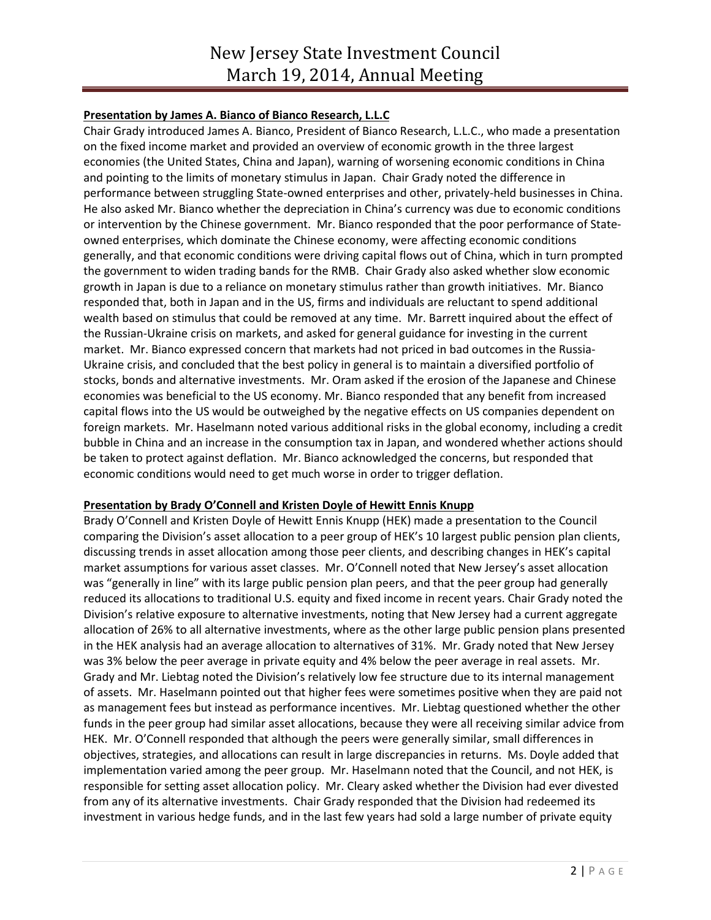**Presentation by James A. Bianco of Bianco Research, L.L.C**

Chair Grady introduced James A. Bianco, President of Bianco Research, L.L.C., who made a presentation on the fixed income market and provided an overview of economic growth in the three largest economies (the United States, China and Japan), warning of worsening economic conditions in China and pointing to the limits of monetary stimulus in Japan. Chair Grady noted the difference in performance between struggling State-owned enterprises and other, privately-held businesses in China. He also asked Mr. Bianco whether the depreciation in China's currency was due to economic conditions or intervention by the Chinese government. Mr. Bianco responded that the poor performance of State-owned enterprises, which dominate the Chinese economy, were affecting economic conditions generally, and that economic conditions were driving capital flows out of China, which in turn prompted the government to widen trading bands for the RMB. Chair Grady also asked whether slow economic growth in Japan is due to a reliance on monetary stimulus rather than growth initiatives. Mr. Bianco responded that, both in Japan and in the US, firms and individuals are reluctant to spend additional wealth based on stimulus that could be removed at any time. Mr. Barrett inquired about the effect of the Russian-Ukraine crisis on markets, and asked for general guidance for investing in the current market. Mr. Bianco expressed concern that markets had not priced in bad outcomes in the Russia-Ukraine crisis, and concluded that the best policy in general is to maintain a diversified portfolio of stocks, bonds and alternative investments. Mr. Oram asked if the erosion of the Japanese and Chinese economies was beneficial to the US economy. Mr. Bianco responded that any benefit from increased capital flows into the US would be outweighed by the negative effects on US companies dependent on foreign markets. Mr. Haselmann noted various additional risks in the global economy, including a credit bubble in China and an increase in the consumption tax in Japan, and wondered whether actions should be taken to protect against deflation. Mr. Bianco acknowledged the concerns, but responded that economic conditions would need to get much worse in order to trigger deflation.

**Presentation by Brady O'Connell and Kristen Doyle of Hewitt Ennis Knupp**

Brady O'Connell and Kristen Doyle of Hewitt Ennis Knupp (HEK) made a presentation to the Council comparing the Division's asset allocation to a peer group of HEK's 10 largest public pension plan clients, discussing trends in asset allocation among those peer clients, and describing changes in HEK's capital market assumptions for various asset classes. Mr. O'Connell noted that New Jersey's asset allocation was "generally in line" with its large public pension plan peers, and that the peer group had generally reduced its allocations to traditional U.S. equity and fixed income in recent years. Chair Grady noted the Division's relative exposure to alternative investments, noting that New Jersey had a current aggregate allocation of 26% to all alternative investments, where as the other large public pension plans presented in the HEK analysis had an average allocation to alternatives of 31%. Mr. Grady noted that New Jersey was 3% below the peer average in private equity and 4% below the peer average in real assets. Mr. Grady and Mr. Liebtag noted the Division's relatively low fee structure due to its internal management of assets. Mr. Haselmann pointed out that higher fees were sometimes positive when they are paid not as management fees but instead as performance incentives. Mr. Liebtag questioned whether the other funds in the peer group had similar asset allocations, because they were all receiving similar advice from HEK. Mr. O'Connell responded that although the peers were generally similar, small differences in objectives, strategies, and allocations can result in large discrepancies in returns. Ms. Doyle added that implementation varied among the peer group. Mr. Haselmann noted that the Council, and not HEK, is responsible for setting asset allocation policy. Mr. Cleary asked whether the Division had ever divested from any of its alternative investments. Chair Grady responded that the Division had redeemed its investment in various hedge funds, and in the last few years had sold a large number of private equity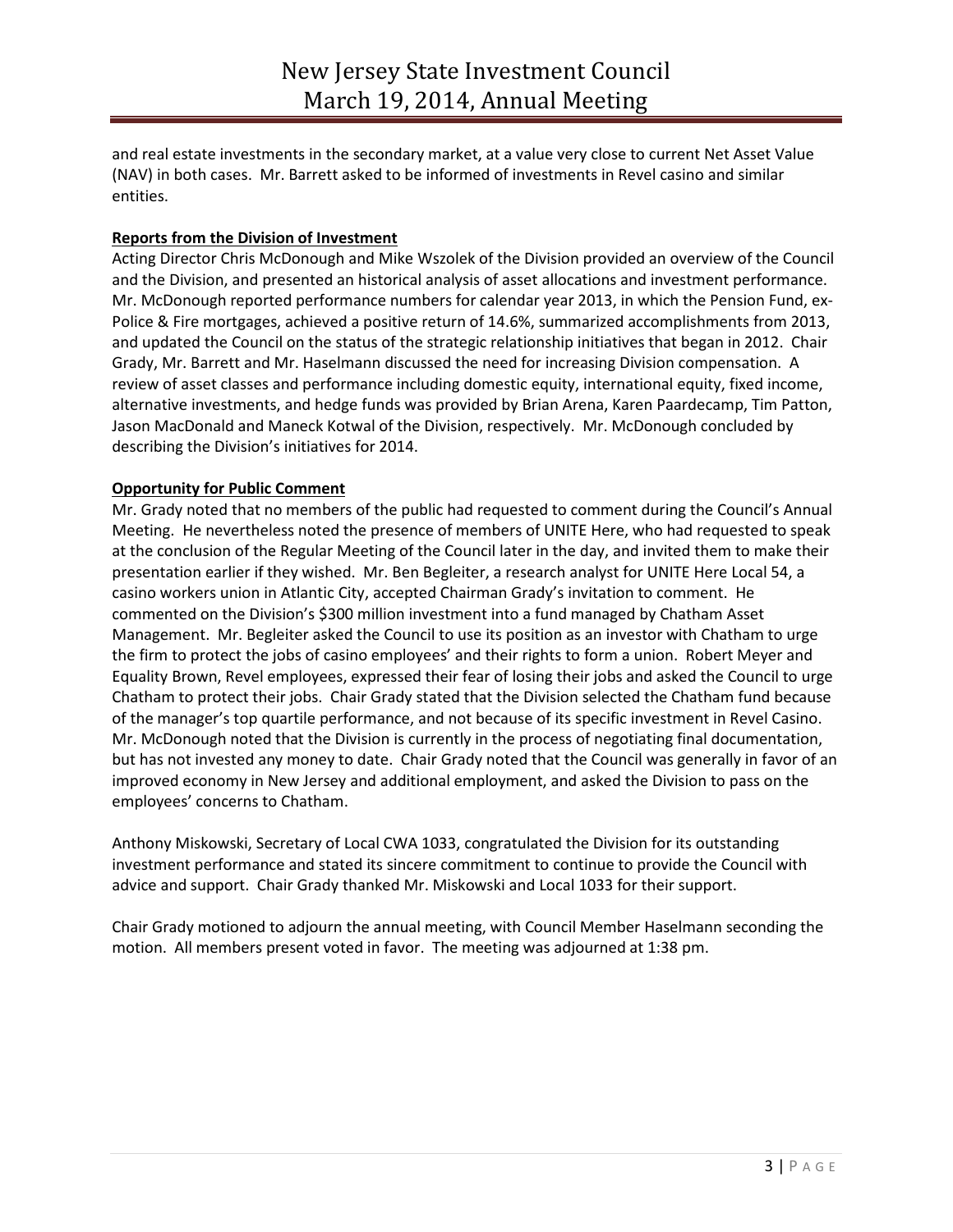and real estate investments in the secondary market, at a value very close to current Net Asset Value (NAV) in both cases. Mr. Barrett asked to be informed of investments in Revel casino and similar entities.

**Reports from the Division of Investment**

Acting Director Chris McDonough and Mike Wszolek of the Division provided an overview of the Council and the Division, and presented an historical analysis of asset allocations and investment performance. Mr. McDonough reported performance numbers for calendar year 2013, in which the Pension Fund, ex-Police & Fire mortgages, achieved a positive return of 14.6%, summarized accomplishments from 2013, and updated the Council on the status of the strategic relationship initiatives that began in 2012. Chair Grady, Mr. Barrett and Mr. Haselmann discussed the need for increasing Division compensation. A review of asset classes and performance including domestic equity, international equity, fixed income, alternative investments, and hedge funds was provided by Brian Arena, Karen Paardecamp, Tim Patton, Jason MacDonald and Maneck Kotwal of the Division, respectively. Mr. McDonough concluded by describing the Division's initiatives for 2014.

**Opportunity for Public Comment**

Mr. Grady noted that no members of the public had requested to comment during the Council's Annual Meeting. He nevertheless noted the presence of members of UNITE Here, who had requested to speak at the conclusion of the Regular Meeting of the Council later in the day, and invited them to make their presentation earlier if they wished. Mr. Ben Begleiter, a research analyst for UNITE Here Local 54, a casino workers union in Atlantic City, accepted Chairman Grady's invitation to comment. He commented on the Division's $300 million investment into a fund managed by Chatham Asset Management. Mr. Begleiter asked the Council to use its position as an investor with Chatham to urge the firm to protect the jobs of casino employees' and their rights to form a union. Robert Meyer and Equality Brown, Revel employees, expressed their fear of losing their jobs and asked the Council to urge Chatham to protect their jobs. Chair Grady stated that the Division selected the Chatham fund because of the manager's top quartile performance, and not because of its specific investment in Revel Casino. Mr. McDonough noted that the Division is currently in the process of negotiating final documentation, but has not invested any money to date. Chair Grady noted that the Council was generally in favor of an improved economy in New Jersey and additional employment, and asked the Division to pass on the employees' concerns to Chatham.

Anthony Miskowski, Secretary of Local CWA 1033, congratulated the Division for its outstanding investment performance and stated its sincere commitment to continue to provide the Council with advice and support. Chair Grady thanked Mr. Miskowski and Local 1033 for their support.

Chair Grady motioned to adjourn the annual meeting, with Council Member Haselmann seconding the motion. All members present voted in favor. The meeting was adjourned at 1:38 pm.